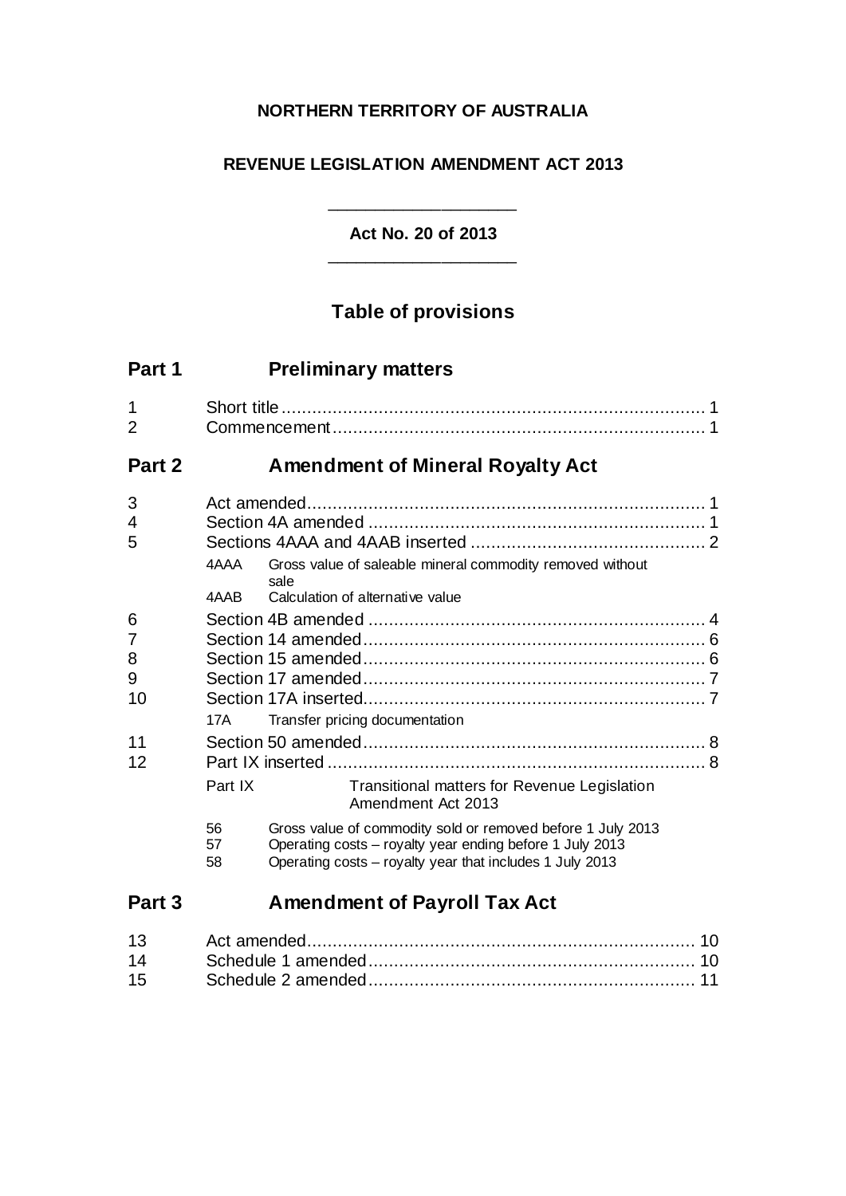**NORTHERN TERRITORY OF AUSTRALIA**

**REVENUE LEGISLATION AMENDMENT ACT 2013**

---

**Act No. 20 of 2013**

---

## Table of provisions

## Part 1 Preliminary matters

1 Short title ........................................................ 1
2 Commencement .................................................. 1

## Part 2 Amendment of Mineral Royalty Act

3 Act amended ...................................................... 1
4 Section 4A amended ........................................... 1
5 Sections 4AAA and 4AAB inserted ...................... 2

- 4AAA Gross value of saleable mineral commodity removed without sale
- 4AAB Calculation of alternative value

6 Section 4B amended ........................................... 4
7 Section 14 amended ........................................... 6
8 Section 15 amended ........................................... 6
9 Section 17 amended ........................................... 7
10 Section 17A inserted .......................................... 7

- 17A Transfer pricing documentation

11 Section 50 amended ........................................... 8
12 Part IX inserted ................................................. 8

- Part IX Transitional matters for Revenue Legislation Amendment Act 2013
- 56 Gross value of commodity sold or removed before 1 July 2013
- 57 Operating costs – royalty year ending before 1 July 2013
- 58 Operating costs – royalty year that includes 1 July 2013

## Part 3 Amendment of Payroll Tax Act

13 Act amended ...................................................... 10
14 Schedule 1 amended .......................................... 10
15 Schedule 2 amended .......................................... 11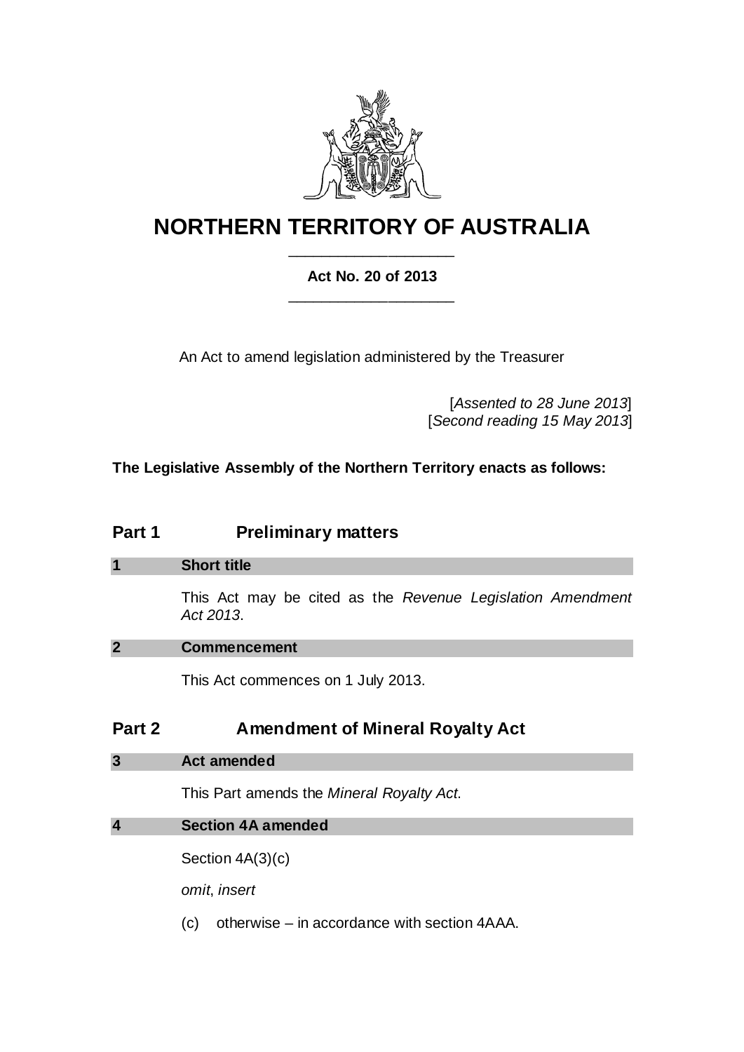# NORTHERN TERRITORY OF AUSTRALIA

**Act No. 20 of 2013**

An Act to amend legislation administered by the Treasurer

[*Assented to 28 June 2013*]
[*Second reading 15 May 2013*]

**The Legislative Assembly of the Northern Territory enacts as follows:**

## Part 1 Preliminary matters

### 1 Short title

This Act may be cited as the *Revenue Legislation Amendment Act 2013*.

### 2 Commencement

This Act commences on 1 July 2013.

## Part 2 Amendment of Mineral Royalty Act

### 3 Act amended

This Part amends the *Mineral Royalty Act*.

### 4 Section 4A amended

Section 4A(3)(c)

*omit*, *insert*

(c) otherwise – in accordance with section 4AAA.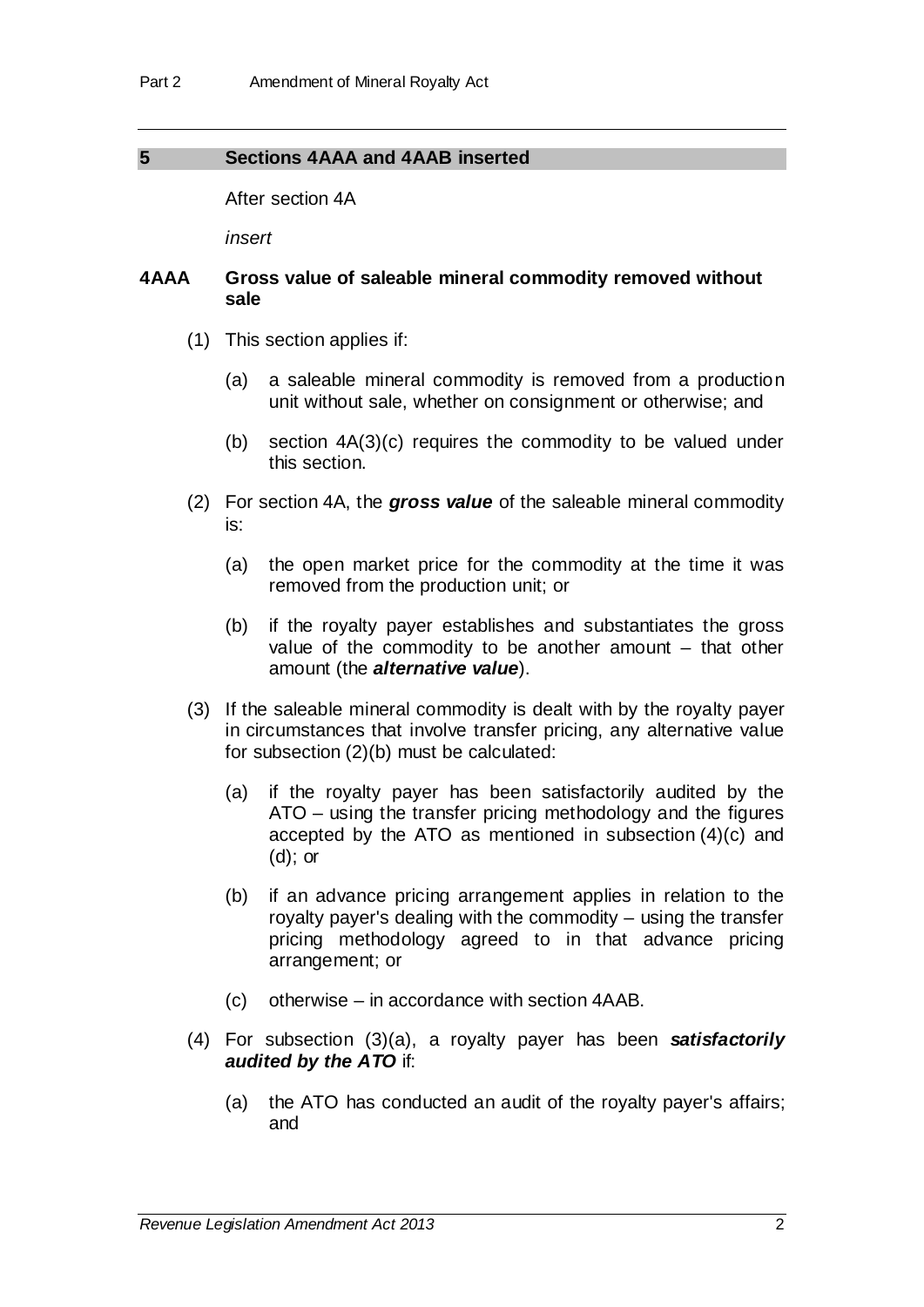## 5 Sections 4AAA and 4AAB inserted

After section 4A

*insert*

### 4AAA Gross value of saleable mineral commodity removed without sale

(1) This section applies if:

(a) a saleable mineral commodity is removed from a production unit without sale, whether on consignment or otherwise; and

(b) section 4A(3)(c) requires the commodity to be valued under this section.

(2) For section 4A, the ***gross value*** of the saleable mineral commodity is:

(a) the open market price for the commodity at the time it was removed from the production unit; or

(b) if the royalty payer establishes and substantiates the gross value of the commodity to be another amount – that other amount (the ***alternative value***).

(3) If the saleable mineral commodity is dealt with by the royalty payer in circumstances that involve transfer pricing, any alternative value for subsection (2)(b) must be calculated:

(a) if the royalty payer has been satisfactorily audited by the ATO – using the transfer pricing methodology and the figures accepted by the ATO as mentioned in subsection (4)(c) and (d); or

(b) if an advance pricing arrangement applies in relation to the royalty payer's dealing with the commodity – using the transfer pricing methodology agreed to in that advance pricing arrangement; or

(c) otherwise – in accordance with section 4AAB.

(4) For subsection (3)(a), a royalty payer has been ***satisfactorily audited by the ATO*** if:

(a) the ATO has conducted an audit of the royalty payer's affairs; and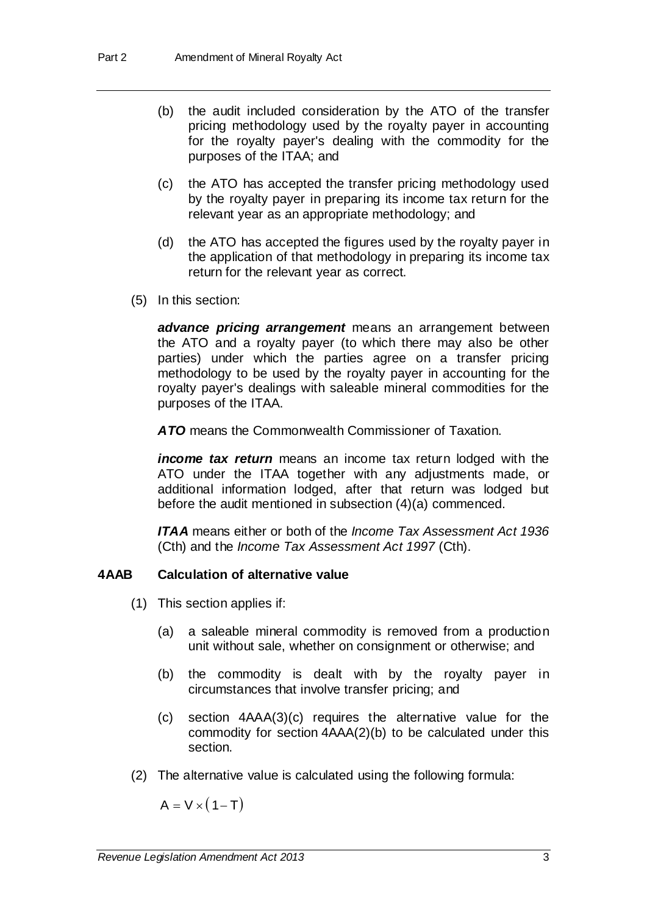(b) the audit included consideration by the ATO of the transfer pricing methodology used by the royalty payer in accounting for the royalty payer's dealing with the commodity for the purposes of the ITAA; and

(c) the ATO has accepted the transfer pricing methodology used by the royalty payer in preparing its income tax return for the relevant year as an appropriate methodology; and

(d) the ATO has accepted the figures used by the royalty payer in the application of that methodology in preparing its income tax return for the relevant year as correct.

(5) In this section:

***advance pricing arrangement*** means an arrangement between the ATO and a royalty payer (to which there may also be other parties) under which the parties agree on a transfer pricing methodology to be used by the royalty payer in accounting for the royalty payer's dealings with saleable mineral commodities for the purposes of the ITAA.

***ATO*** means the Commonwealth Commissioner of Taxation.

***income tax return*** means an income tax return lodged with the ATO under the ITAA together with any adjustments made, or additional information lodged, after that return was lodged but before the audit mentioned in subsection (4)(a) commenced.

***ITAA*** means either or both of the *Income Tax Assessment Act 1936* (Cth) and the *Income Tax Assessment Act 1997* (Cth).

### 4AAB Calculation of alternative value

(1) This section applies if:

(a) a saleable mineral commodity is removed from a production unit without sale, whether on consignment or otherwise; and

(b) the commodity is dealt with by the royalty payer in circumstances that involve transfer pricing; and

(c) section 4AAA(3)(c) requires the alternative value for the commodity for section 4AAA(2)(b) to be calculated under this section.

(2) The alternative value is calculated using the following formula:

$$A = V \times (1 - T)$$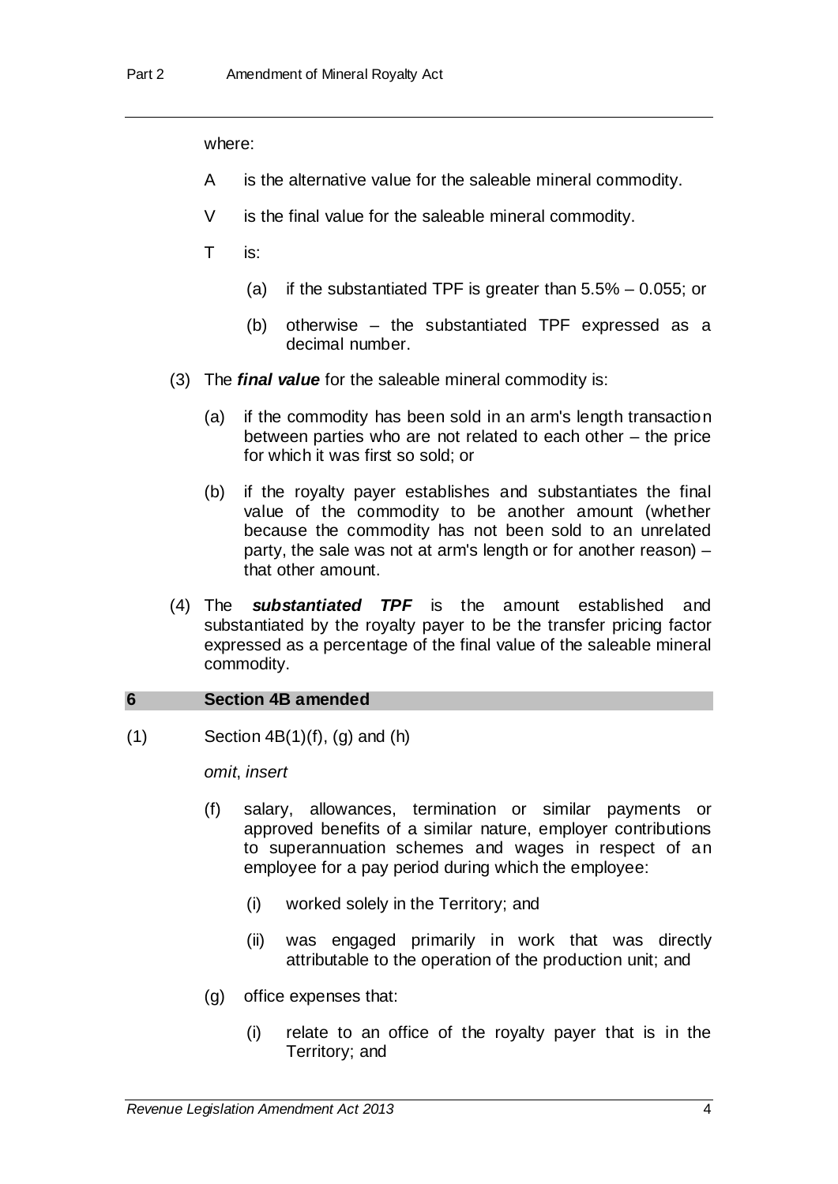where:

A is the alternative value for the saleable mineral commodity.

V is the final value for the saleable mineral commodity.

T is:

(a) if the substantiated TPF is greater than 5.5% – 0.055; or

(b) otherwise – the substantiated TPF expressed as a decimal number.

(3) The ***final value*** for the saleable mineral commodity is:

(a) if the commodity has been sold in an arm's length transaction between parties who are not related to each other – the price for which it was first so sold; or

(b) if the royalty payer establishes and substantiates the final value of the commodity to be another amount (whether because the commodity has not been sold to an unrelated party, the sale was not at arm's length or for another reason) – that other amount.

(4) The ***substantiated TPF*** is the amount established and substantiated by the royalty payer to be the transfer pricing factor expressed as a percentage of the final value of the saleable mineral commodity.

## 6 Section 4B amended

(1) Section 4B(1)(f), (g) and (h)

*omit*, *insert*

(f) salary, allowances, termination or similar payments or approved benefits of a similar nature, employer contributions to superannuation schemes and wages in respect of an employee for a pay period during which the employee:

(i) worked solely in the Territory; and

(ii) was engaged primarily in work that was directly attributable to the operation of the production unit; and

(g) office expenses that:

(i) relate to an office of the royalty payer that is in the Territory; and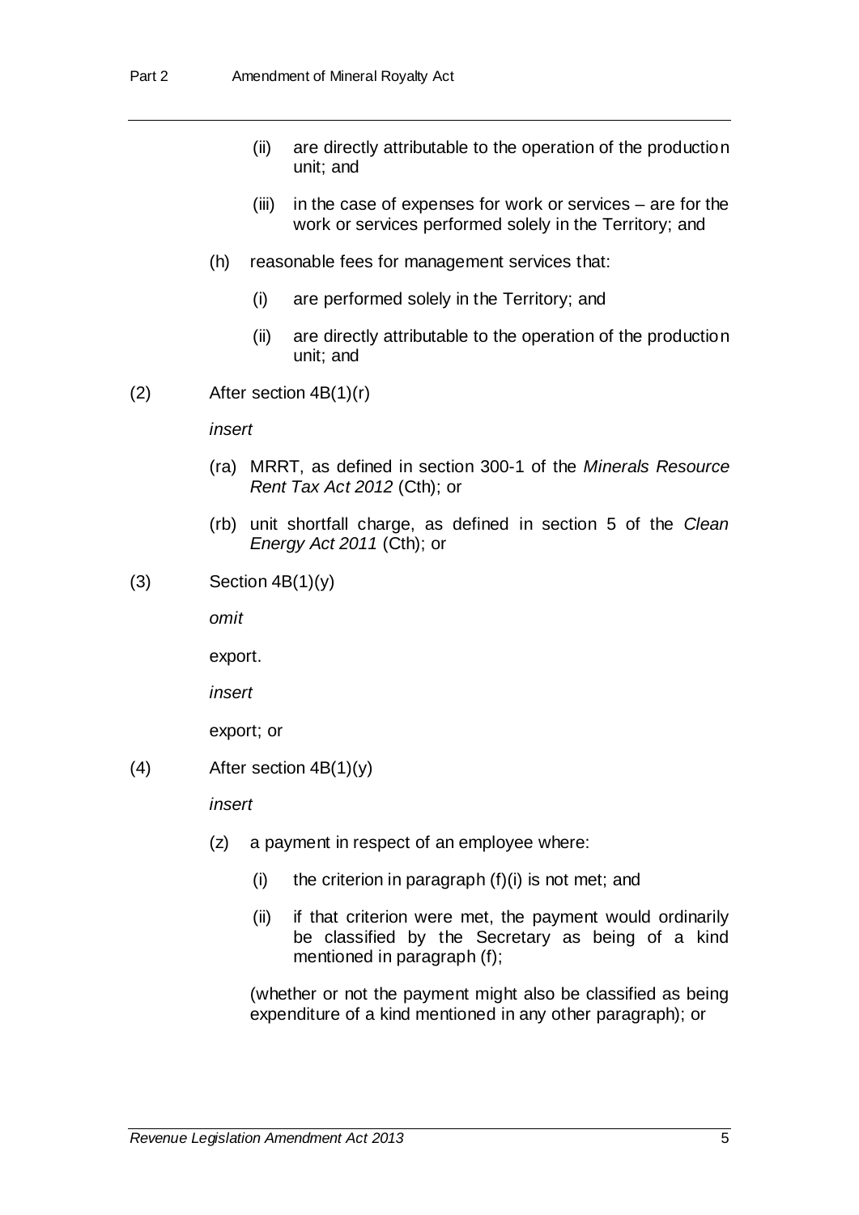(ii) are directly attributable to the operation of the production unit; and

(iii) in the case of expenses for work or services – are for the work or services performed solely in the Territory; and

(h) reasonable fees for management services that:

(i) are performed solely in the Territory; and

(ii) are directly attributable to the operation of the production unit; and

(2) After section 4B(1)(r)

*insert*

(ra) MRRT, as defined in section 300-1 of the *Minerals Resource Rent Tax Act 2012* (Cth); or

(rb) unit shortfall charge, as defined in section 5 of the *Clean Energy Act 2011* (Cth); or

(3) Section 4B(1)(y)

*omit*

export.

*insert*

export; or

(4) After section 4B(1)(y)

*insert*

(z) a payment in respect of an employee where:

(i) the criterion in paragraph (f)(i) is not met; and

(ii) if that criterion were met, the payment would ordinarily be classified by the Secretary as being of a kind mentioned in paragraph (f);

(whether or not the payment might also be classified as being expenditure of a kind mentioned in any other paragraph); or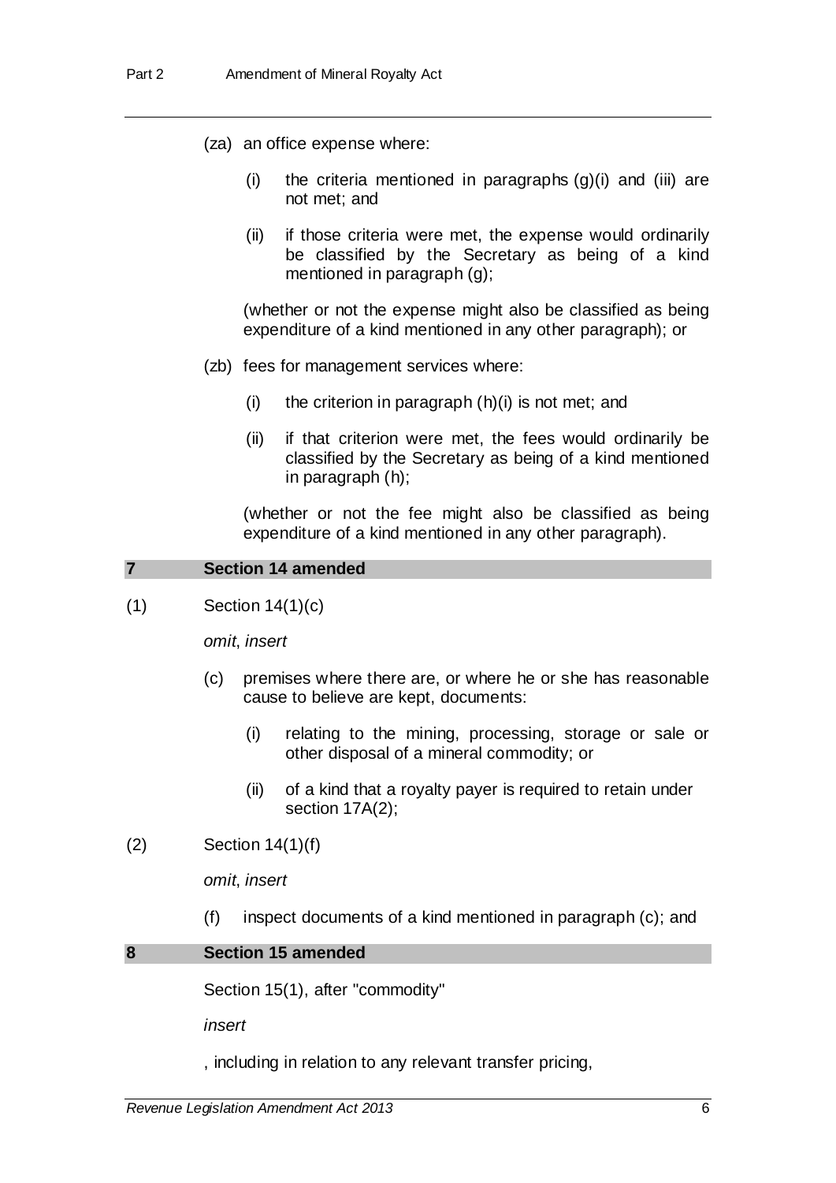(za) an office expense where:

(i) the criteria mentioned in paragraphs (g)(i) and (iii) are not met; and

(ii) if those criteria were met, the expense would ordinarily be classified by the Secretary as being of a kind mentioned in paragraph (g);

(whether or not the expense might also be classified as being expenditure of a kind mentioned in any other paragraph); or

(zb) fees for management services where:

(i) the criterion in paragraph (h)(i) is not met; and

(ii) if that criterion were met, the fees would ordinarily be classified by the Secretary as being of a kind mentioned in paragraph (h);

(whether or not the fee might also be classified as being expenditure of a kind mentioned in any other paragraph).

## 7 Section 14 amended

(1) Section 14(1)(c)

*omit*, *insert*

(c) premises where there are, or where he or she has reasonable cause to believe are kept, documents:

(i) relating to the mining, processing, storage or sale or other disposal of a mineral commodity; or

(ii) of a kind that a royalty payer is required to retain under section 17A(2);

(2) Section 14(1)(f)

*omit*, *insert*

(f) inspect documents of a kind mentioned in paragraph (c); and

## 8 Section 15 amended

Section 15(1), after "commodity"

*insert*

, including in relation to any relevant transfer pricing,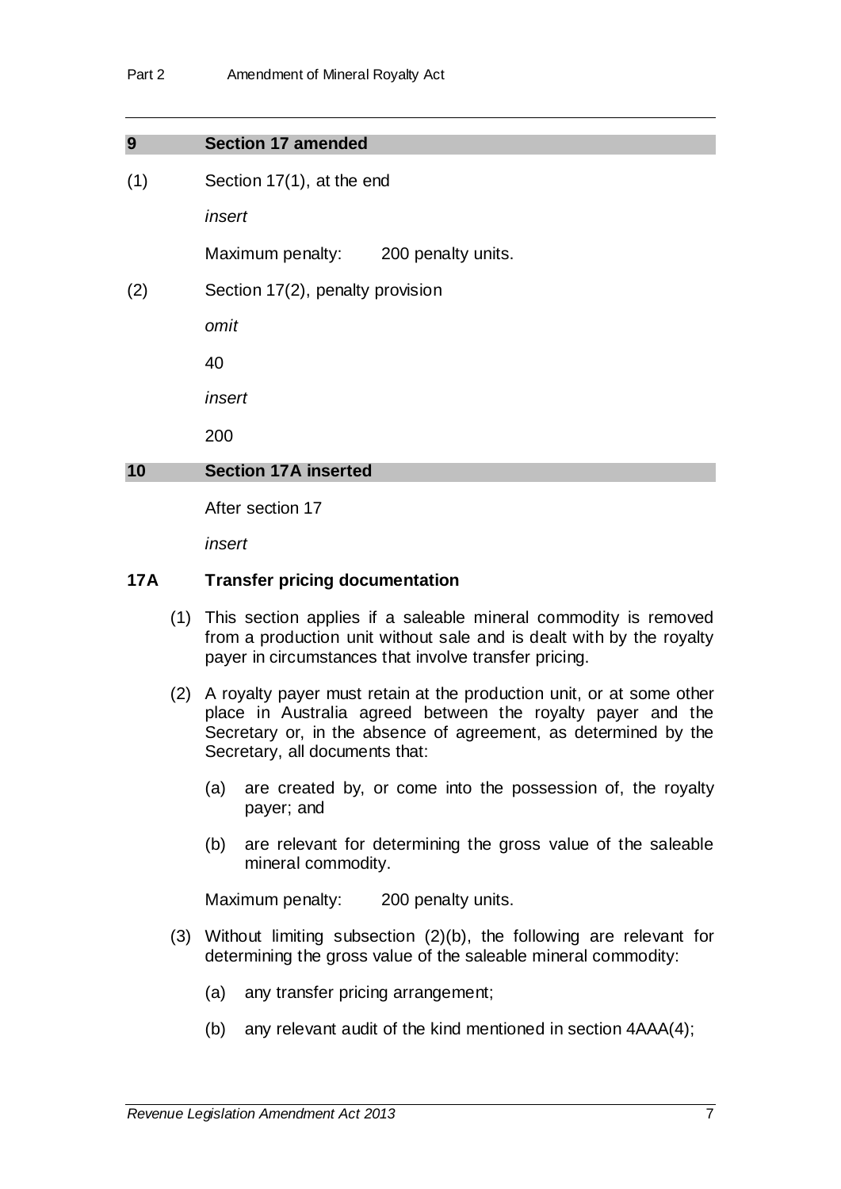## 9 Section 17 amended

(1) Section 17(1), at the end

*insert*

Maximum penalty: 200 penalty units.

(2) Section 17(2), penalty provision

*omit*

40

*insert*

200

## 10 Section 17A inserted

After section 17

*insert*

### 17A Transfer pricing documentation

(1) This section applies if a saleable mineral commodity is removed from a production unit without sale and is dealt with by the royalty payer in circumstances that involve transfer pricing.

(2) A royalty payer must retain at the production unit, or at some other place in Australia agreed between the royalty payer and the Secretary or, in the absence of agreement, as determined by the Secretary, all documents that:

(a) are created by, or come into the possession of, the royalty payer; and

(b) are relevant for determining the gross value of the saleable mineral commodity.

Maximum penalty: 200 penalty units.

(3) Without limiting subsection (2)(b), the following are relevant for determining the gross value of the saleable mineral commodity:

(a) any transfer pricing arrangement;

(b) any relevant audit of the kind mentioned in section 4AAA(4);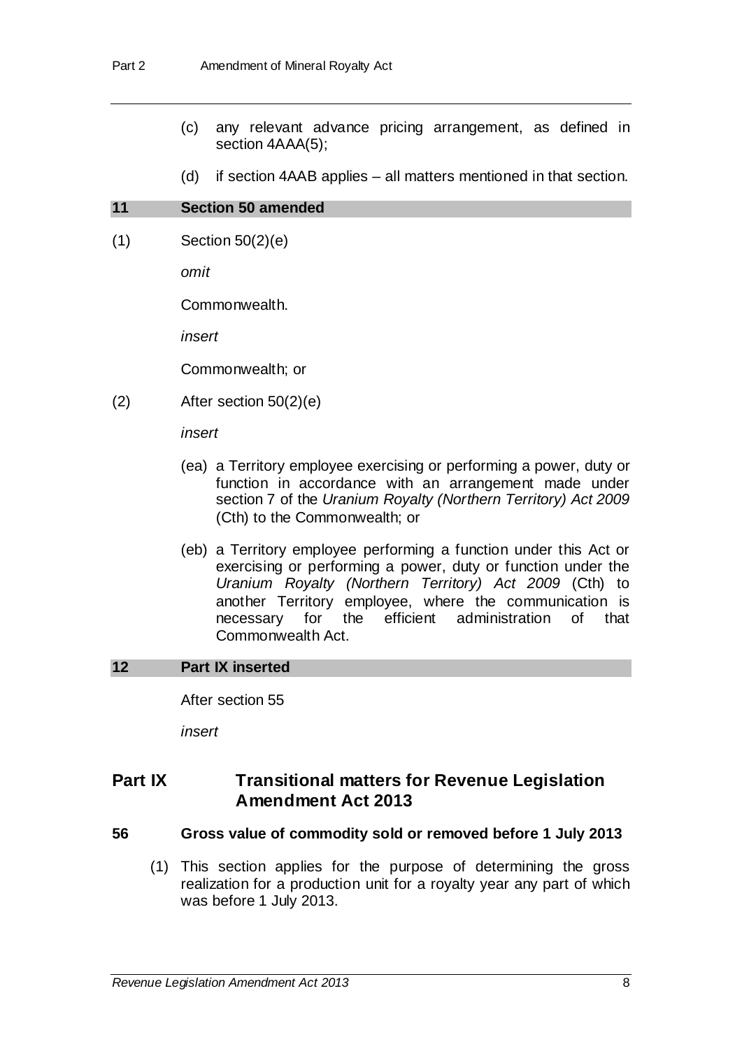(c) any relevant advance pricing arrangement, as defined in section 4AAA(5);

(d) if section 4AAB applies – all matters mentioned in that section.

## 11 Section 50 amended

(1) Section 50(2)(e)

*omit*

Commonwealth.

*insert*

Commonwealth; or

(2) After section 50(2)(e)

*insert*

(ea) a Territory employee exercising or performing a power, duty or function in accordance with an arrangement made under section 7 of the *Uranium Royalty (Northern Territory) Act 2009* (Cth) to the Commonwealth; or

(eb) a Territory employee performing a function under this Act or exercising or performing a power, duty or function under the *Uranium Royalty (Northern Territory) Act 2009* (Cth) to another Territory employee, where the communication is necessary for the efficient administration of that Commonwealth Act.

## 12 Part IX inserted

After section 55

*insert*

# Part IX Transitional matters for Revenue Legislation Amendment Act 2013

### 56 Gross value of commodity sold or removed before 1 July 2013

(1) This section applies for the purpose of determining the gross realization for a production unit for a royalty year any part of which was before 1 July 2013.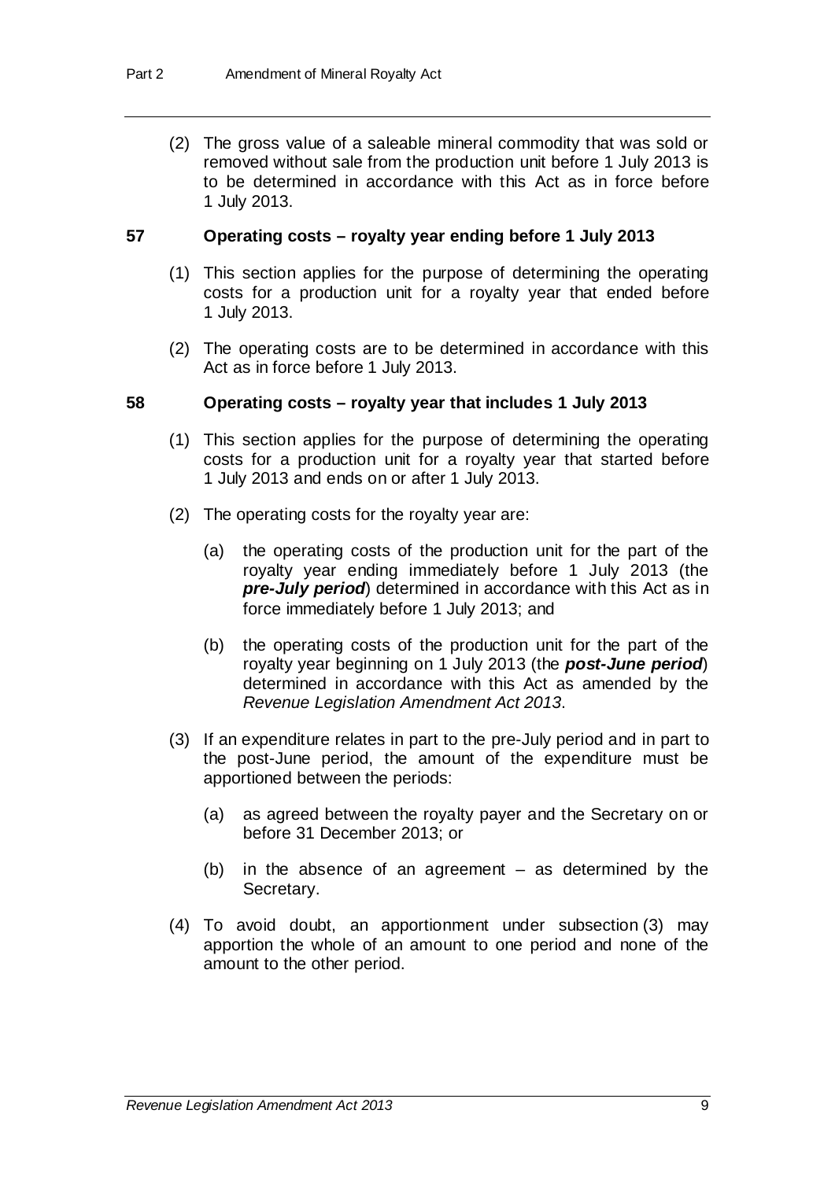(2) The gross value of a saleable mineral commodity that was sold or removed without sale from the production unit before 1 July 2013 is to be determined in accordance with this Act as in force before 1 July 2013.

### 57 Operating costs – royalty year ending before 1 July 2013

(1) This section applies for the purpose of determining the operating costs for a production unit for a royalty year that ended before 1 July 2013.

(2) The operating costs are to be determined in accordance with this Act as in force before 1 July 2013.

### 58 Operating costs – royalty year that includes 1 July 2013

(1) This section applies for the purpose of determining the operating costs for a production unit for a royalty year that started before 1 July 2013 and ends on or after 1 July 2013.

(2) The operating costs for the royalty year are:

(a) the operating costs of the production unit for the part of the royalty year ending immediately before 1 July 2013 (the ***pre-July period***) determined in accordance with this Act as in force immediately before 1 July 2013; and

(b) the operating costs of the production unit for the part of the royalty year beginning on 1 July 2013 (the ***post-June period***) determined in accordance with this Act as amended by the *Revenue Legislation Amendment Act 2013*.

(3) If an expenditure relates in part to the pre-July period and in part to the post-June period, the amount of the expenditure must be apportioned between the periods:

(a) as agreed between the royalty payer and the Secretary on or before 31 December 2013; or

(b) in the absence of an agreement – as determined by the Secretary.

(4) To avoid doubt, an apportionment under subsection (3) may apportion the whole of an amount to one period and none of the amount to the other period.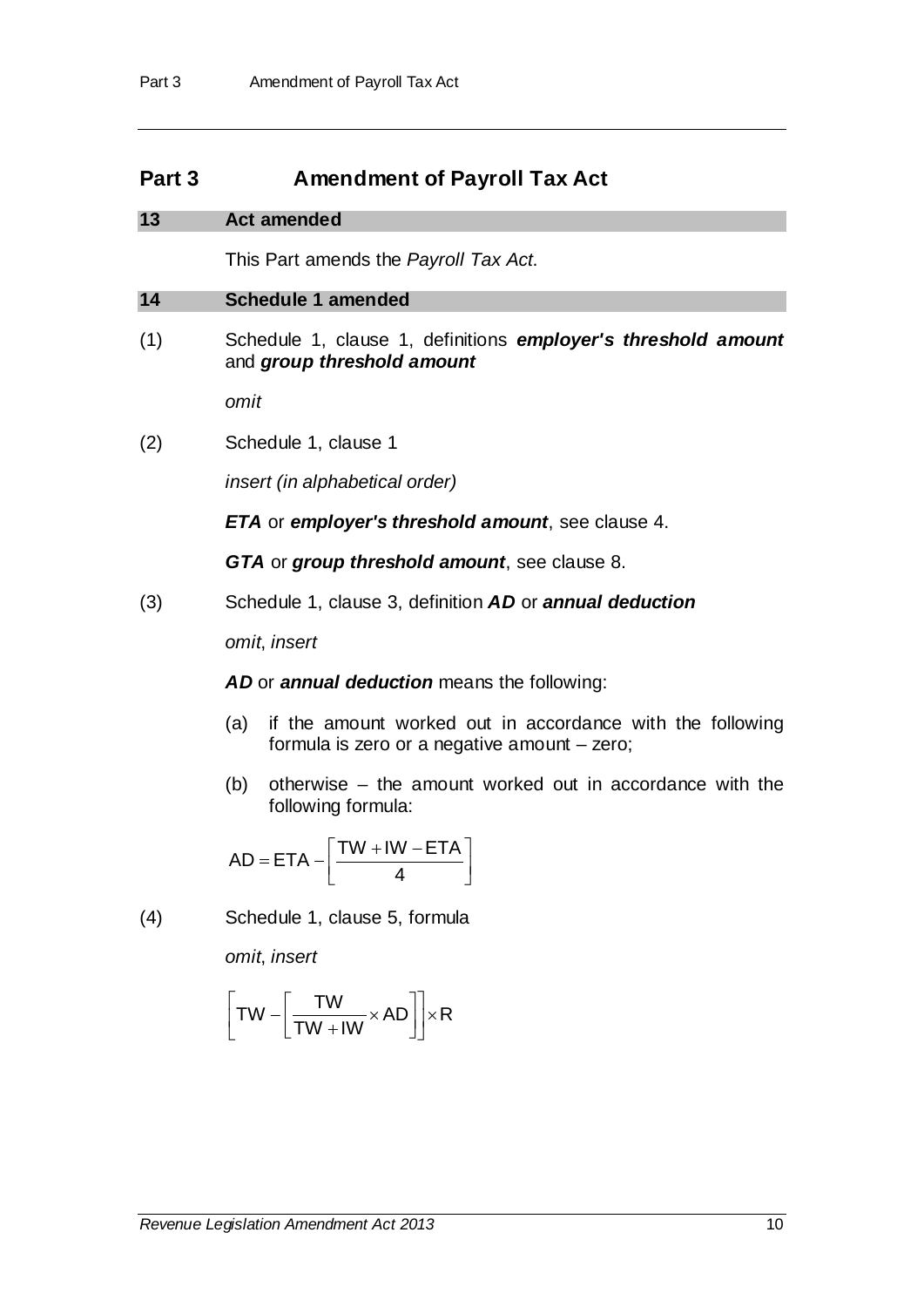# Part 3 Amendment of Payroll Tax Act

## 13 Act amended

This Part amends the *Payroll Tax Act*.

## 14 Schedule 1 amended

(1) Schedule 1, clause 1, definitions ***employer's threshold amount*** and ***group threshold amount***

*omit*

(2) Schedule 1, clause 1

*insert (in alphabetical order)*

***ETA*** or ***employer's threshold amount***, see clause 4.

***GTA*** or ***group threshold amount***, see clause 8.

(3) Schedule 1, clause 3, definition ***AD*** or ***annual deduction***

*omit*, *insert*

***AD*** or ***annual deduction*** means the following:

(a) if the amount worked out in accordance with the following formula is zero or a negative amount – zero;

(b) otherwise – the amount worked out in accordance with the following formula:

$$AD = ETA - \left[\frac{TW + IW - ETA}{4}\right]$$

(4) Schedule 1, clause 5, formula

*omit*, *insert*

$$\left[TW - \left[\frac{TW}{TW + IW} \times AD\right]\right] \times R$$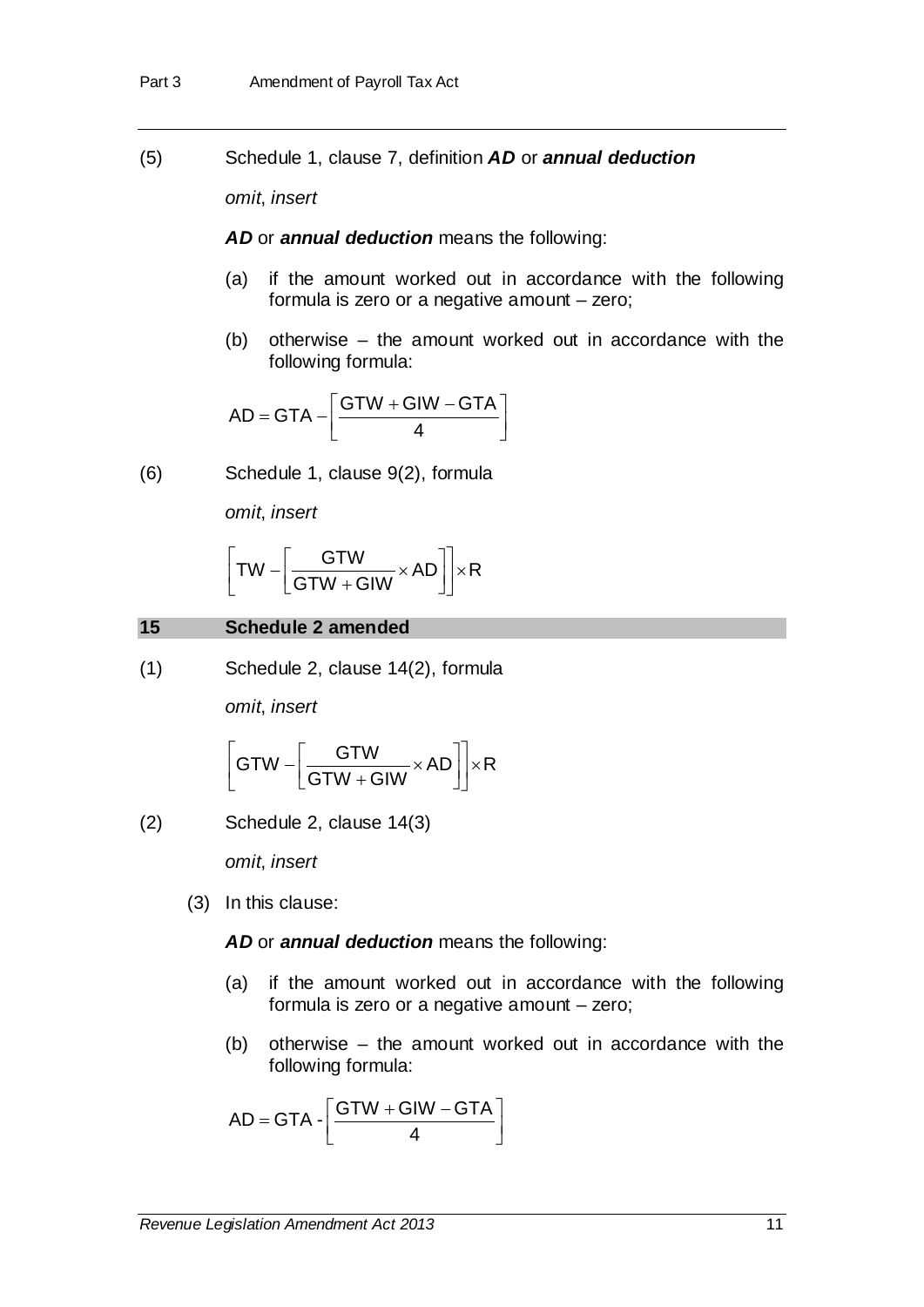(5) Schedule 1, clause 7, definition ***AD*** or ***annual deduction***

*omit*, *insert*

***AD*** or ***annual deduction*** means the following:

(a) if the amount worked out in accordance with the following formula is zero or a negative amount – zero;

(b) otherwise – the amount worked out in accordance with the following formula:

$$AD = GTA - \left[\frac{GTW + GIW - GTA}{4}\right]$$

(6) Schedule 1, clause 9(2), formula

*omit*, *insert*

$$\left[TW - \left[\frac{GTW}{GTW + GIW} \times AD\right]\right] \times R$$

## 15 Schedule 2 amended

(1) Schedule 2, clause 14(2), formula

*omit*, *insert*

$$\left[GTW - \left[\frac{GTW}{GTW + GIW} \times AD\right]\right] \times R$$

(2) Schedule 2, clause 14(3)

*omit*, *insert*

(3) In this clause:

***AD*** or ***annual deduction*** means the following:

(a) if the amount worked out in accordance with the following formula is zero or a negative amount – zero;

(b) otherwise – the amount worked out in accordance with the following formula:

$$AD = GTA - \left[\frac{GTW + GIW - GTA}{4}\right]$$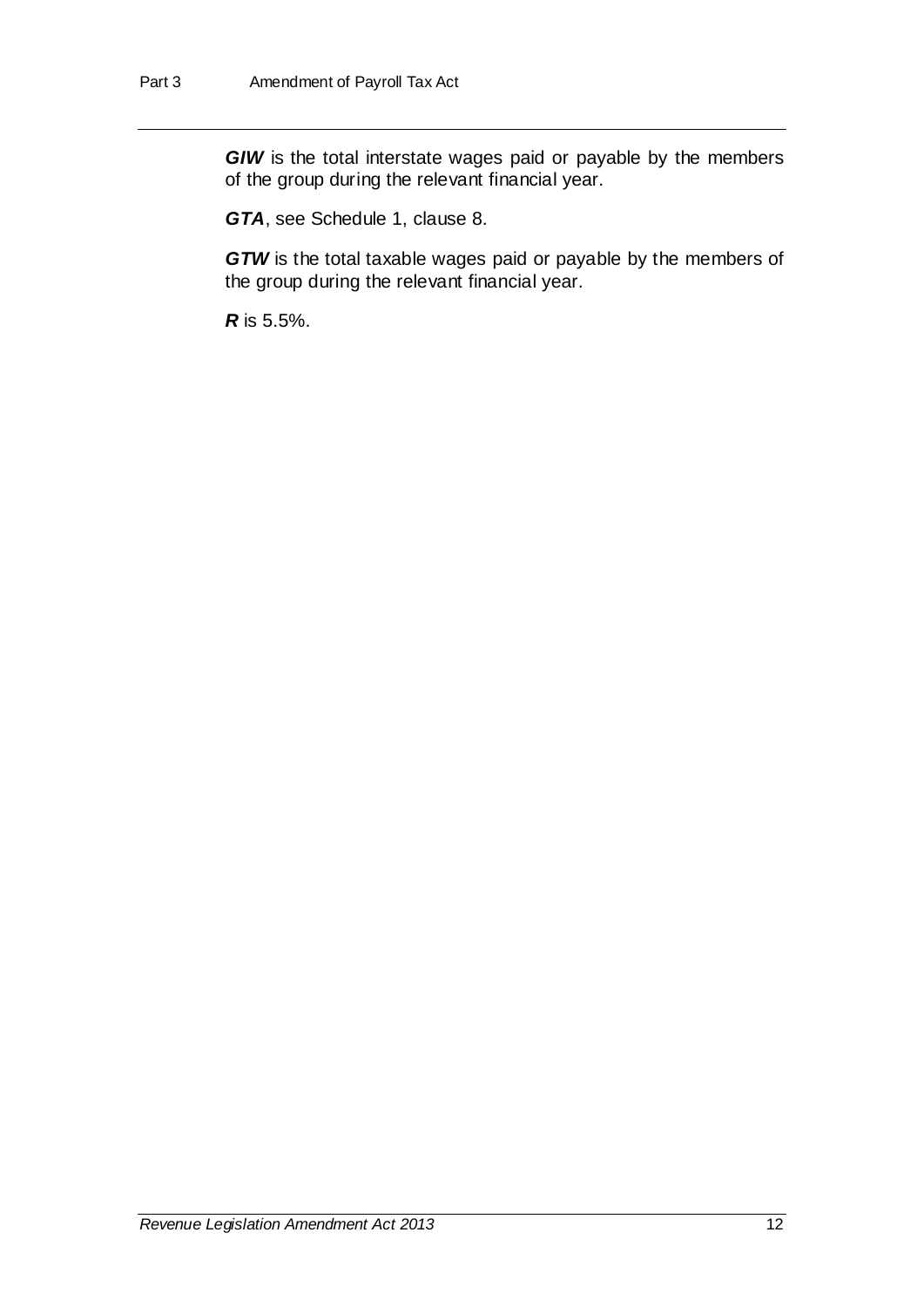***GIW*** is the total interstate wages paid or payable by the members of the group during the relevant financial year.

***GTA***, see Schedule 1, clause 8.

***GTW*** is the total taxable wages paid or payable by the members of the group during the relevant financial year.

***R*** is 5.5%.